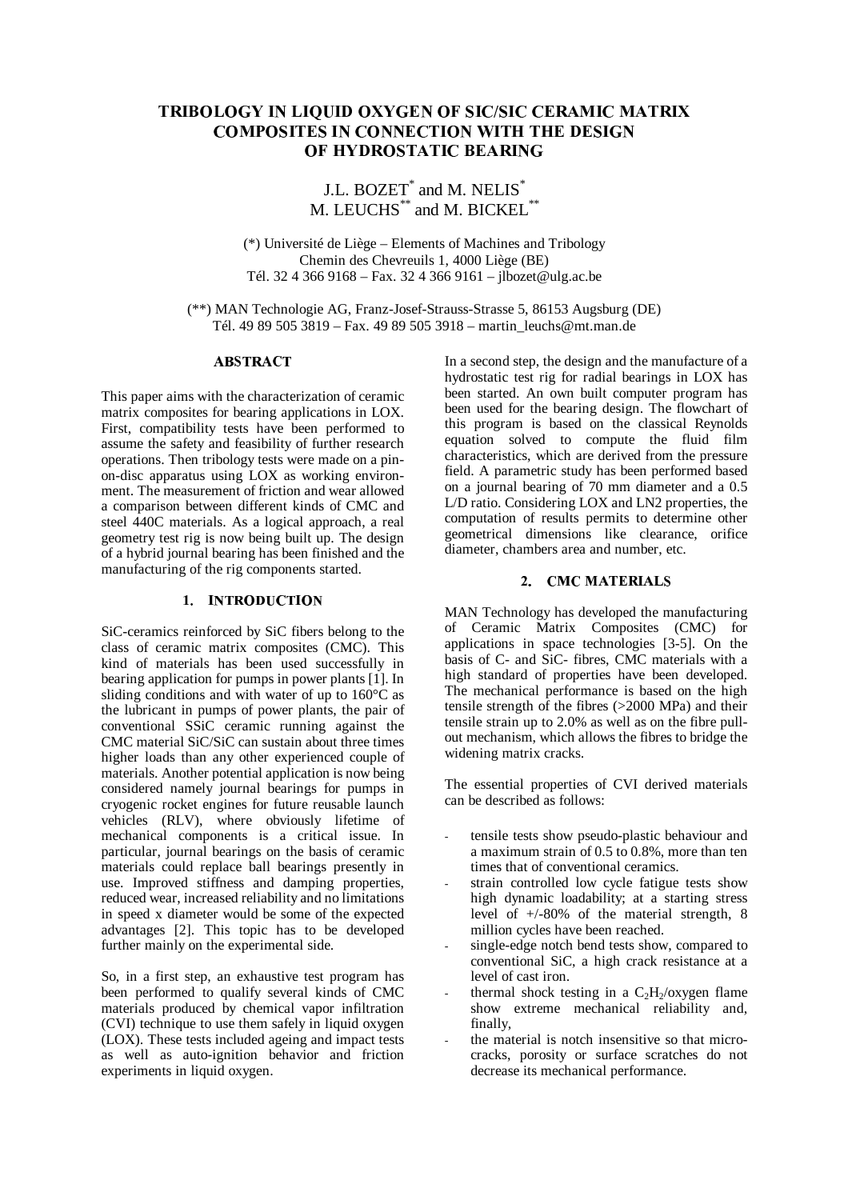# TRIBOLOGY IN LIQUID OXYGEN OF SIC/SIC CERAMIC MATRIX COMPOSITES IN CONNECTION WITH THE DESIGN OF HYDROSTATIC BEARING

J.L. BOZET* and M. NELIS*
M. LEUCHS** and M. BICKEL**

(*) Université de Liège – Elements of Machines and Tribology
Chemin des Chevreuils 1, 4000 Liège (BE)
Tél. 32 4 366 9168 – Fax. 32 4 366 9161 – jlbozet@ulg.ac.be

(**) MAN Technologie AG, Franz-Josef-Strauss-Strasse 5, 86153 Augsburg (DE)
Tél. 49 89 505 3819 – Fax. 49 89 505 3918 – martin_leuchs@mt.man.de

## ABSTRACT

This paper aims with the characterization of ceramic matrix composites for bearing applications in LOX. First, compatibility tests have been performed to assume the safety and feasibility of further research operations. Then tribology tests were made on a pin-on-disc apparatus using LOX as working environment. The measurement of friction and wear allowed a comparison between different kinds of CMC and steel 440C materials. As a logical approach, a real geometry test rig is now being built up. The design of a hybrid journal bearing has been finished and the manufacturing of the rig components started.

## 1. INTRODUCTION

SiC-ceramics reinforced by SiC fibers belong to the class of ceramic matrix composites (CMC). This kind of materials has been used successfully in bearing application for pumps in power plants [1]. In sliding conditions and with water of up to 160°C as the lubricant in pumps of power plants, the pair of conventional SSiC ceramic running against the CMC material SiC/SiC can sustain about three times higher loads than any other experienced couple of materials. Another potential application is now being considered namely journal bearings for pumps in cryogenic rocket engines for future reusable launch vehicles (RLV), where obviously lifetime of mechanical components is a critical issue. In particular, journal bearings on the basis of ceramic materials could replace ball bearings presently in use. Improved stiffness and damping properties, reduced wear, increased reliability and no limitations in speed x diameter would be some of the expected advantages [2]. This topic has to be developed further mainly on the experimental side.

So, in a first step, an exhaustive test program has been performed to qualify several kinds of CMC materials produced by chemical vapor infiltration (CVI) technique to use them safely in liquid oxygen (LOX). These tests included ageing and impact tests as well as auto-ignition behavior and friction experiments in liquid oxygen.

In a second step, the design and the manufacture of a hydrostatic test rig for radial bearings in LOX has been started. An own built computer program has been used for the bearing design. The flowchart of this program is based on the classical Reynolds equation solved to compute the fluid film characteristics, which are derived from the pressure field. A parametric study has been performed based on a journal bearing of 70 mm diameter and a 0.5 L/D ratio. Considering LOX and LN2 properties, the computation of results permits to determine other geometrical dimensions like clearance, orifice diameter, chambers area and number, etc.

## 2. CMC MATERIALS

MAN Technology has developed the manufacturing of Ceramic Matrix Composites (CMC) for applications in space technologies [3-5]. On the basis of C- and SiC- fibres, CMC materials with a high standard of properties have been developed. The mechanical performance is based on the high tensile strength of the fibres (>2000 MPa) and their tensile strain up to 2.0% as well as on the fibre pull-out mechanism, which allows the fibres to bridge the widening matrix cracks.

The essential properties of CVI derived materials can be described as follows:

- tensile tests show pseudo-plastic behaviour and a maximum strain of 0.5 to 0.8%, more than ten times that of conventional ceramics.
- strain controlled low cycle fatigue tests show high dynamic loadability; at a starting stress level of +/-80% of the material strength, 8 million cycles have been reached.
- single-edge notch bend tests show, compared to conventional SiC, a high crack resistance at a level of cast iron.
- thermal shock testing in a $C_2H_2$/oxygen flame show extreme mechanical reliability and, finally,
- the material is notch insensitive so that micro-cracks, porosity or surface scratches do not decrease its mechanical performance.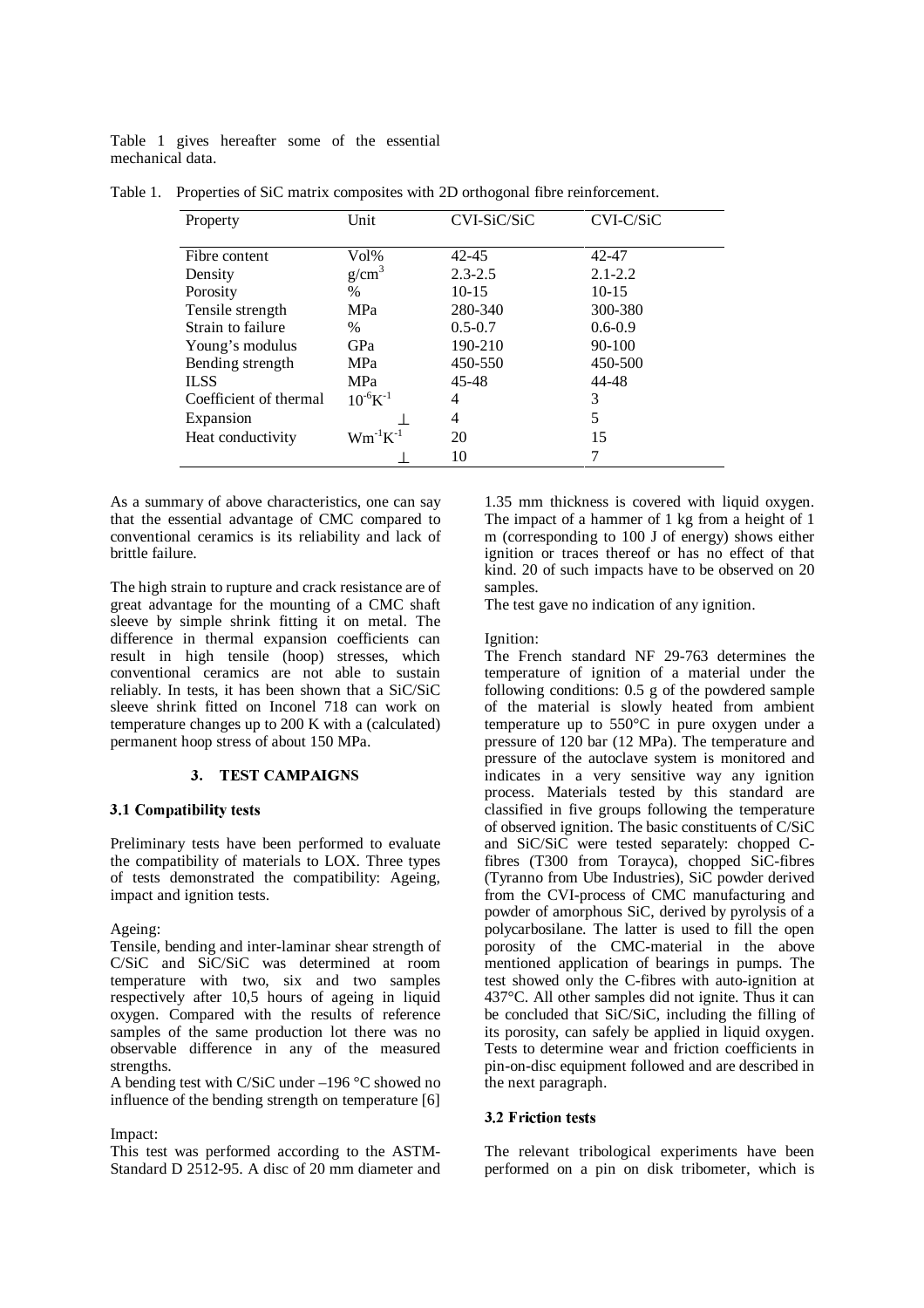Table 1 gives hereafter some of the essential mechanical data.

Table 1. Properties of SiC matrix composites with 2D orthogonal fibre reinforcement.

| Property | Unit | CVI-SiC/SiC | CVI-C/SiC |
|---|---|---|---|
| Fibre content | Vol% | 42-45 | 42-47 |
| Density | $g/cm^3$ | 2.3-2.5 | 2.1-2.2 |
| Porosity | % | 10-15 | 10-15 |
| Tensile strength | MPa | 280-340 | 300-380 |
| Strain to failure | % | 0.5-0.7 | 0.6-0.9 |
| Young's modulus | GPa | 190-210 | 90-100 |
| Bending strength | MPa | 450-550 | 450-500 |
| ILSS | MPa | 45-48 | 44-48 |
| Coefficient of thermal | $10^{-6}K^{-1}$ | 4 | 3 |
| Expansion | $\perp$ | 4 | 5 |
| Heat conductivity | $Wm^{-1}K^{-1}$ | 20 | 15 |
| | $\perp$ | 10 | 7 |

As a summary of above characteristics, one can say that the essential advantage of CMC compared to conventional ceramics is its reliability and lack of brittle failure.

The high strain to rupture and crack resistance are of great advantage for the mounting of a CMC shaft sleeve by simple shrink fitting it on metal. The difference in thermal expansion coefficients can result in high tensile (hoop) stresses, which conventional ceramics are not able to sustain reliably. In tests, it has been shown that a SiC/SiC sleeve shrink fitted on Inconel 718 can work on temperature changes up to 200 K with a (calculated) permanent hoop stress of about 150 MPa.

## 3. TEST CAMPAIGNS

### 3.1 Compatibility tests

Preliminary tests have been performed to evaluate the compatibility of materials to LOX. Three types of tests demonstrated the compatibility: Ageing, impact and ignition tests.

Ageing:
Tensile, bending and inter-laminar shear strength of C/SiC and SiC/SiC was determined at room temperature with two, six and two samples respectively after 10,5 hours of ageing in liquid oxygen. Compared with the results of reference samples of the same production lot there was no observable difference in any of the measured strengths.
A bending test with C/SiC under –196 °C showed no influence of the bending strength on temperature [6]

Impact:
This test was performed according to the ASTM-Standard D 2512-95. A disc of 20 mm diameter and 1.35 mm thickness is covered with liquid oxygen. The impact of a hammer of 1 kg from a height of 1 m (corresponding to 100 J of energy) shows either ignition or traces thereof or has no effect of that kind. 20 of such impacts have to be observed on 20 samples.
The test gave no indication of any ignition.

Ignition:
The French standard NF 29-763 determines the temperature of ignition of a material under the following conditions: 0.5 g of the powdered sample of the material is slowly heated from ambient temperature up to 550°C in pure oxygen under a pressure of 120 bar (12 MPa). The temperature and pressure of the autoclave system is monitored and indicates in a very sensitive way any ignition process. Materials tested by this standard are classified in five groups following the temperature of observed ignition. The basic constituents of C/SiC and SiC/SiC were tested separately: chopped C-fibres (T300 from Torayca), chopped SiC-fibres (Tyranno from Ube Industries), SiC powder derived from the CVI-process of CMC manufacturing and powder of amorphous SiC, derived by pyrolysis of a polycarbosilane. The latter is used to fill the open porosity of the CMC-material in the above mentioned application of bearings in pumps. The test showed only the C-fibres with auto-ignition at 437°C. All other samples did not ignite. Thus it can be concluded that SiC/SiC, including the filling of its porosity, can safely be applied in liquid oxygen. Tests to determine wear and friction coefficients in pin-on-disc equipment followed and are described in the next paragraph.

### 3.2 Friction tests

The relevant tribological experiments have been performed on a pin on disk tribometer, which is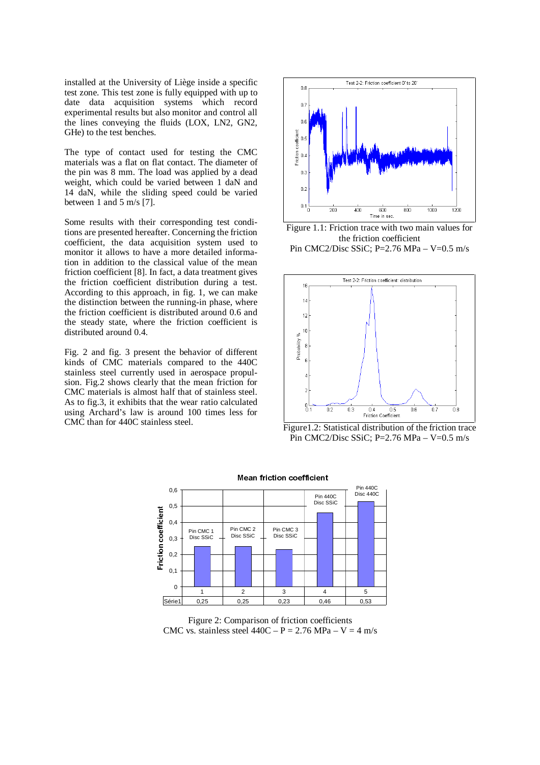installed at the University of Liège inside a specific test zone. This test zone is fully equipped with up to date data acquisition systems which record experimental results but also monitor and control all the lines conveying the fluids (LOX, LN2, GN2, GHe) to the test benches.

The type of contact used for testing the CMC materials was a flat on flat contact. The diameter of the pin was 8 mm. The load was applied by a dead weight, which could be varied between 1 daN and 14 daN, while the sliding speed could be varied between 1 and 5 m/s [7].

Some results with their corresponding test conditions are presented hereafter. Concerning the friction coefficient, the data acquisition system used to monitor it allows to have a more detailed information in addition to the classical value of the mean friction coefficient [8]. In fact, a data treatment gives the friction coefficient distribution during a test. According to this approach, in fig. 1, we can make the distinction between the running-in phase, where the friction coefficient is distributed around 0.6 and the steady state, where the friction coefficient is distributed around 0.4.

Fig. 2 and fig. 3 present the behavior of different kinds of CMC materials compared to the 440C stainless steel currently used in aerospace propulsion. Fig.2 shows clearly that the mean friction for CMC materials is almost half that of stainless steel. As to fig.3, it exhibits that the wear ratio calculated using Archard's law is around 100 times less for CMC than for 440C stainless steel.

Figure 1.1: Friction trace with two main values for the friction coefficient
Pin CMC2/Disc SSiC; P=2.76 MPa – V=0.5 m/s

Figure1.2: Statistical distribution of the friction trace
Pin CMC2/Disc SSiC; P=2.76 MPa – V=0.5 m/s

Mean friction coefficient

| | 1 | 2 | 3 | 4 | 5 |
|---|---|---|---|---|---|
| | Pin CMC 1 Disc SSiC | Pin CMC 2 Disc SSiC | Pin CMC 3 Disc SSiC | Pin 440C Disc SSiC | Pin 440C Disc 440C |
| Série1 | 0,25 | 0,25 | 0,23 | 0,46 | 0,53 |

Figure 2: Comparison of friction coefficients
CMC vs. stainless steel 440C – P = 2.76 MPa – V = 4 m/s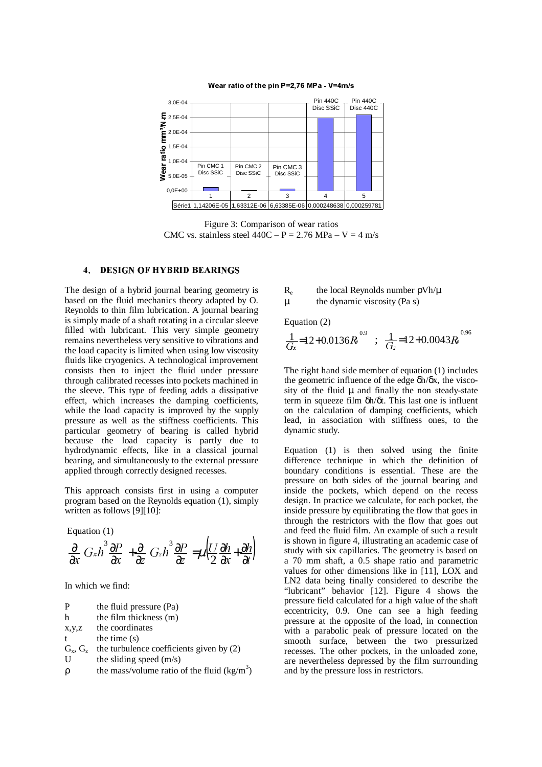Wear ratio of the pin P=2,76 MPa - V=4m/s

| | 1 | 2 | 3 | 4 | 5 |
|---|---|---|---|---|---|
| | Pin CMC 1 Disc SSiC | Pin CMC 2 Disc SSiC | Pin CMC 3 Disc SSiC | Pin 440C Disc SSiC | Pin 440C Disc 440C |
| Série1 | 1,14206E-05 | 1,63312E-06 | 6,63385E-06 | 0,000248638 | 0,000259781 |

Figure 3: Comparison of wear ratios
CMC vs. stainless steel 440C – P = 2.76 MPa – V = 4 m/s

## 4. DESIGN OF HYBRID BEARINGS

The design of a hybrid journal bearing geometry is based on the fluid mechanics theory adapted by O. Reynolds to thin film lubrication. A journal bearing is simply made of a shaft rotating in a circular sleeve filled with lubricant. This very simple geometry remains nevertheless very sensitive to vibrations and the load capacity is limited when using low viscosity fluids like cryogenics. A technological improvement consists then to inject the fluid under pressure through calibrated recesses into pockets machined in the sleeve. This type of feeding adds a dissipative effect, which increases the damping coefficients, while the load capacity is improved by the supply pressure as well as the stiffness coefficients. This particular geometry of bearing is called hybrid because the load capacity is partly due to hydrodynamic effects, like in a classical journal bearing, and simultaneously to the external pressure applied through correctly designed recesses.

This approach consists first in using a computer program based on the Reynolds equation (1), simply written as follows [9][10]:

Equation (1)

$$\frac{\partial}{\partial x}\left(G_x h^3 \frac{\partial P}{\partial x}\right) + \frac{\partial}{\partial z}\left(G_z h^3 \frac{\partial P}{\partial z}\right) = \mu\left(\frac{U}{2}\frac{\partial h}{\partial x} + \frac{\partial h}{\partial t}\right)$$

In which we find:

- $P$ the fluid pressure (Pa)
- $h$ the film thickness (m)
- $x,y,z$ the coordinates
- $t$ the time (s)
- $G_x$, $G_z$ the turbulence coefficients given by (2)
- $U$ the sliding speed (m/s)
- $\rho$ the mass/volume ratio of the fluid (kg/m$^3$)
- $R_e$ the local Reynolds number $\rho V h/\mu$
- $\mu$ the dynamic viscosity (Pa s)

Equation (2)

$$\frac{1}{G_x} = 12 + 0.0136 R_e^{0.9} \quad ; \quad \frac{1}{G_z} = 12 + 0.0043 R_e^{0.96}$$

The right hand side member of equation (1) includes the geometric influence of the edge $\delta h/\delta x$, the viscosity of the fluid $\mu$ and finally the non steady-state term in squeeze film $\delta h/\delta t$. This last one is influent on the calculation of damping coefficients, which lead, in association with stiffness ones, to the dynamic study.

Equation (1) is then solved using the finite difference technique in which the definition of boundary conditions is essential. These are the pressure on both sides of the journal bearing and inside the pockets, which depend on the recess design. In practice we calculate, for each pocket, the inside pressure by equilibrating the flow that goes in through the restrictors with the flow that goes out and feed the fluid film. An example of such a result is shown in figure 4, illustrating an academic case of study with six capillaries. The geometry is based on a 70 mm shaft, a 0.5 shape ratio and parametric values for other dimensions like in [11], LOX and LN2 data being finally considered to describe the "lubricant" behavior [12]. Figure 4 shows the pressure field calculated for a high value of the shaft eccentricity, 0.9. One can see a high feeding pressure at the opposite of the load, in connection with a parabolic peak of pressure located on the smooth surface, between the two pressurized recesses. The other pockets, in the unloaded zone, are nevertheless depressed by the film surrounding and by the pressure loss in restrictors.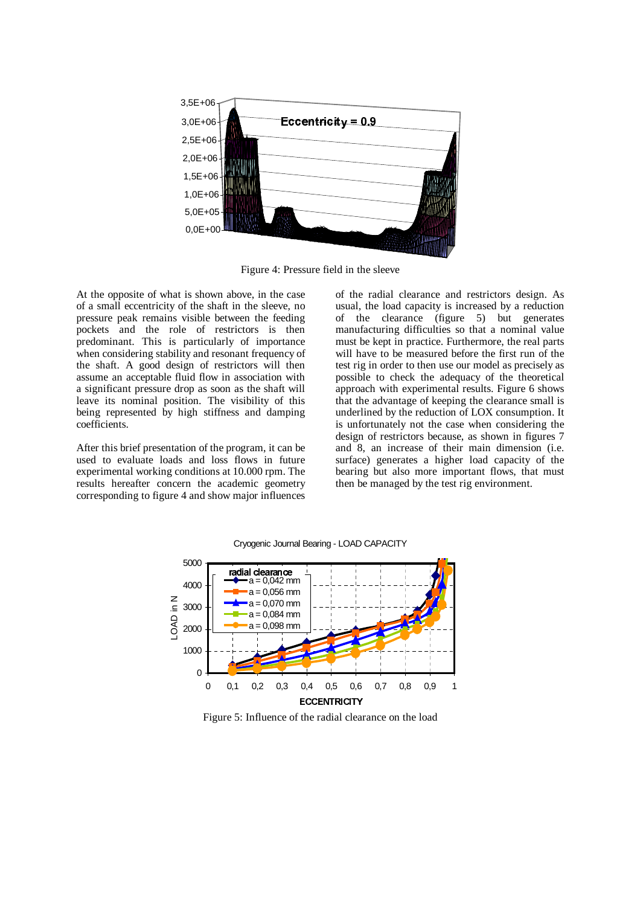Figure 4: Pressure field in the sleeve

At the opposite of what is shown above, in the case of a small eccentricity of the shaft in the sleeve, no pressure peak remains visible between the feeding pockets and the role of restrictors is then predominant. This is particularly of importance when considering stability and resonant frequency of the shaft. A good design of restrictors will then assume an acceptable fluid flow in association with a significant pressure drop as soon as the shaft will leave its nominal position. The visibility of this being represented by high stiffness and damping coefficients.

After this brief presentation of the program, it can be used to evaluate loads and loss flows in future experimental working conditions at 10.000 rpm. The results hereafter concern the academic geometry corresponding to figure 4 and show major influences of the radial clearance and restrictors design. As usual, the load capacity is increased by a reduction of the clearance (figure 5) but generates manufacturing difficulties so that a nominal value must be kept in practice. Furthermore, the real parts will have to be measured before the first run of the test rig in order to then use our model as precisely as possible to check the adequacy of the theoretical approach with experimental results. Figure 6 shows that the advantage of keeping the clearance small is underlined by the reduction of LOX consumption. It is unfortunately not the case when considering the design of restrictors because, as shown in figures 7 and 8, an increase of their main dimension (i.e. surface) generates a higher load capacity of the bearing but also more important flows, that must then be managed by the test rig environment.

Figure 5: Influence of the radial clearance on the load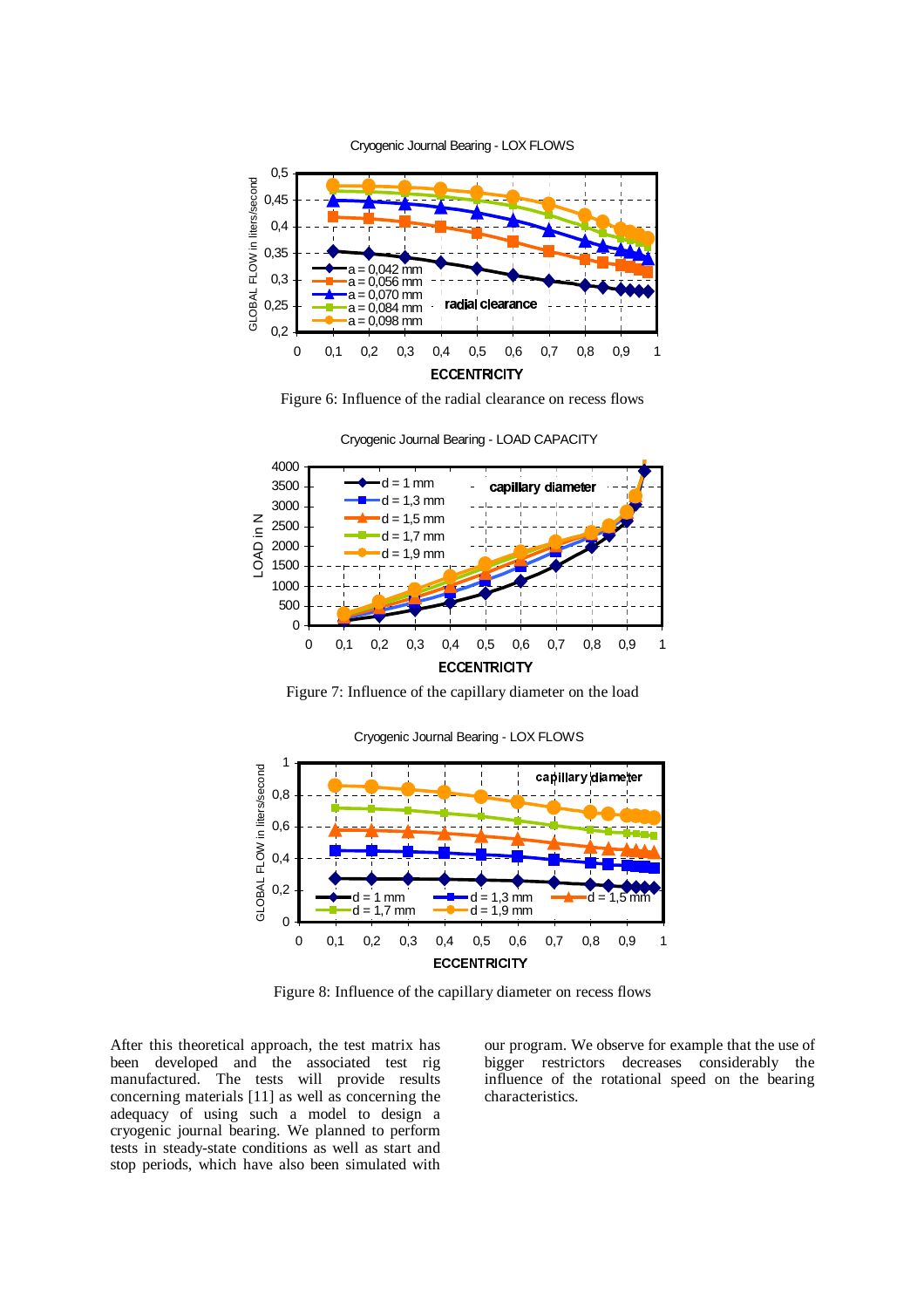Figure 6: Influence of the radial clearance on recess flows

Figure 7: Influence of the capillary diameter on the load

Figure 8: Influence of the capillary diameter on recess flows

After this theoretical approach, the test matrix has been developed and the associated test rig manufactured. The tests will provide results concerning materials [11] as well as concerning the adequacy of using such a model to design a cryogenic journal bearing. We planned to perform tests in steady-state conditions as well as start and stop periods, which have also been simulated with our program. We observe for example that the use of bigger restrictors decreases considerably the influence of the rotational speed on the bearing characteristics.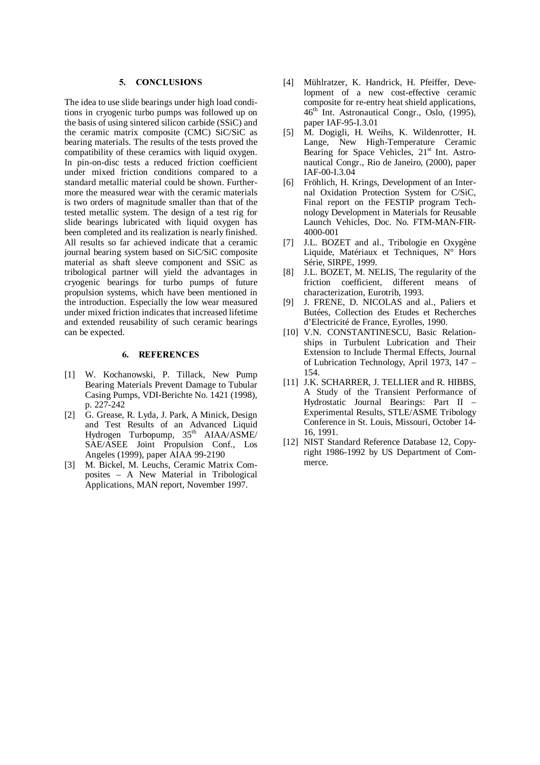## 5. CONCLUSIONS

The idea to use slide bearings under high load conditions in cryogenic turbo pumps was followed up on the basis of using sintered silicon carbide (SSiC) and the ceramic matrix composite (CMC) SiC/SiC as bearing materials. The results of the tests proved the compatibility of these ceramics with liquid oxygen. In pin-on-disc tests a reduced friction coefficient under mixed friction conditions compared to a standard metallic material could be shown. Furthermore the measured wear with the ceramic materials is two orders of magnitude smaller than that of the tested metallic system. The design of a test rig for slide bearings lubricated with liquid oxygen has been completed and its realization is nearly finished. All results so far achieved indicate that a ceramic journal bearing system based on SiC/SiC composite material as shaft sleeve component and SSiC as tribological partner will yield the advantages in cryogenic bearings for turbo pumps of future propulsion systems, which have been mentioned in the introduction. Especially the low wear measured under mixed friction indicates that increased lifetime and extended reusability of such ceramic bearings can be expected.

## 6. REFERENCES

[1] W. Kochanowski, P. Tillack, New Pump Bearing Materials Prevent Damage to Tubular Casing Pumps, VDI-Berichte No. 1421 (1998), p. 227-242

[2] G. Grease, R. Lyda, J. Park, A Minick, Design and Test Results of an Advanced Liquid Hydrogen Turbopump, 35th AIAA/ASME/SAE/ASEE Joint Propulsion Conf., Los Angeles (1999), paper AIAA 99-2190

[3] M. Bickel, M. Leuchs, Ceramic Matrix Composites – A New Material in Tribological Applications, MAN report, November 1997.

[4] Mühlratzer, K. Handrick, H. Pfeiffer, Development of a new cost-effective ceramic composite for re-entry heat shield applications, 46th Int. Astronautical Congr., Oslo, (1995), paper IAF-95-I.3.01

[5] M. Dogigli, H. Weihs, K. Wildenrotter, H. Lange, New High-Temperature Ceramic Bearing for Space Vehicles, 21st Int. Astronautical Congr., Rio de Janeiro, (2000), paper IAF-00-I.3.04

[6] Fröhlich, H. Krings, Development of an Internal Oxidation Protection System for C/SiC, Final report on the FESTIP program Technology Development in Materials for Reusable Launch Vehicles, Doc. No. FTM-MAN-FIR-4000-001

[7] J.L. BOZET and al., Tribologie en Oxygène Liquide, Matériaux et Techniques, N° Hors Série, SIRPE, 1999.

[8] J.L. BOZET, M. NELIS, The regularity of the friction coefficient, different means of characterization, Eurotrib, 1993.

[9] J. FRENE, D. NICOLAS and al., Paliers et Butées, Collection des Etudes et Recherches d'Electricité de France, Eyrolles, 1990.

[10] V.N. CONSTANTINESCU, Basic Relationships in Turbulent Lubrication and Their Extension to Include Thermal Effects, Journal of Lubrication Technology, April 1973, 147 – 154.

[11] J.K. SCHARRER, J. TELLIER and R. HIBBS, A Study of the Transient Performance of Hydrostatic Journal Bearings: Part II – Experimental Results, STLE/ASME Tribology Conference in St. Louis, Missouri, October 14-16, 1991.

[12] NIST Standard Reference Database 12, Copyright 1986-1992 by US Department of Commerce.